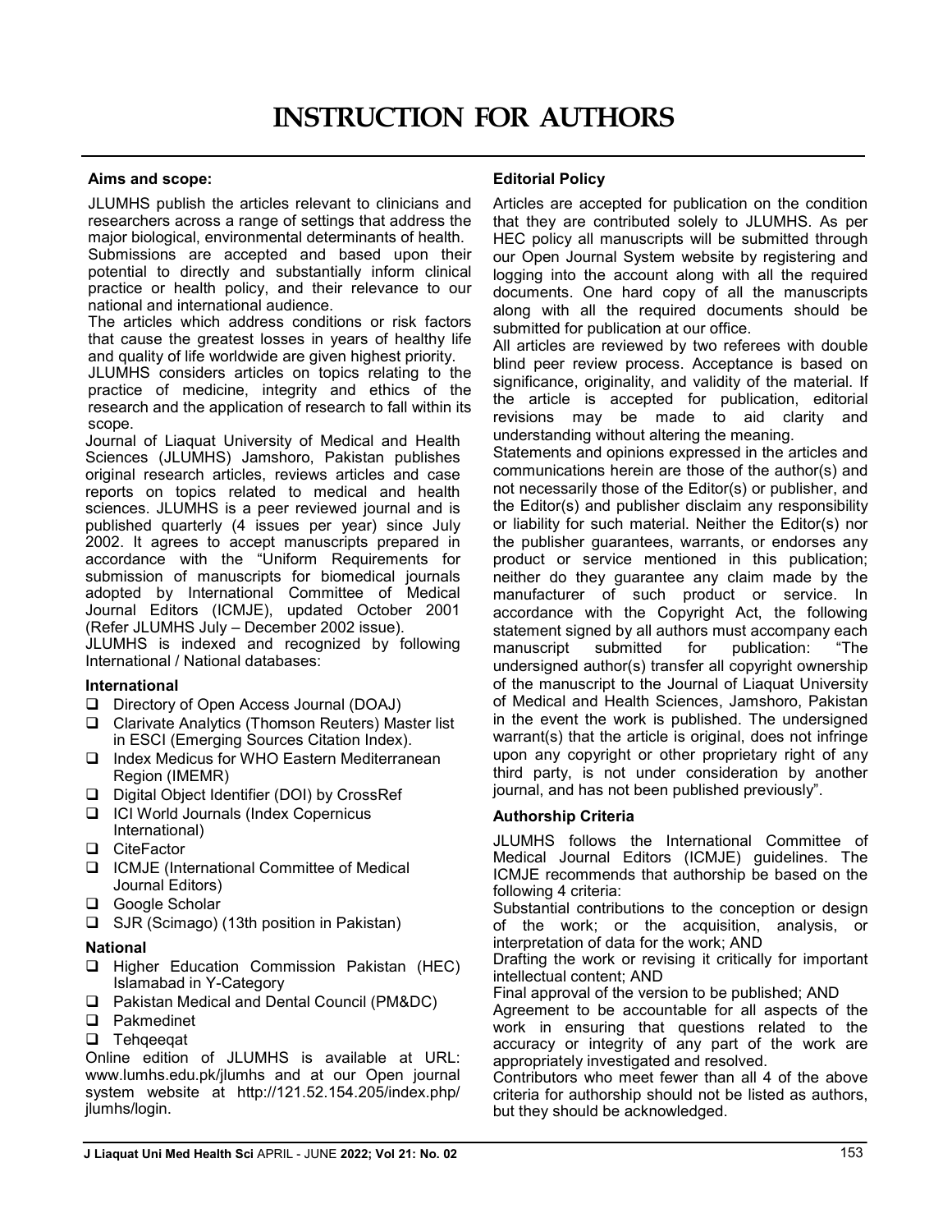# INSTRUCTION FOR AUTHORS

### Aims and scope:

JLUMHS publish the articles relevant to clinicians and researchers across a range of settings that address the major biological, environmental determinants of health. Submissions are accepted and based upon their potential to directly and substantially inform clinical practice or health policy, and their relevance to our national and international audience.

The articles which address conditions or risk factors that cause the greatest losses in years of healthy life and quality of life worldwide are given highest priority.

JLUMHS considers articles on topics relating to the practice of medicine, integrity and ethics of the research and the application of research to fall within its scope.

Journal of Liaquat University of Medical and Health Sciences (JLUMHS) Jamshoro, Pakistan publishes original research articles, reviews articles and case reports on topics related to medical and health sciences. JLUMHS is a peer reviewed journal and is published quarterly (4 issues per year) since July 2002. It agrees to accept manuscripts prepared in accordance with the "Uniform Requirements for submission of manuscripts for biomedical journals adopted by International Committee of Medical Journal Editors (ICMJE), updated October 2001 (Refer JLUMHS July – December 2002 issue).

JLUMHS is indexed and recognized by following International / National databases:

#### International

- Directory of Open Access Journal (DOAJ)
- Clarivate Analytics (Thomson Reuters) Master list in ESCI (Emerging Sources Citation Index).
- Index Medicus for WHO Eastern Mediterranean Region (IMEMR)
- Digital Object Identifier (DOI) by CrossRef
- ICI World Journals (Index Copernicus International)
- CiteFactor
- ICMJE (International Committee of Medical Journal Editors)
- Google Scholar
- SJR (Scimago) (13th position in Pakistan)

#### National

- Higher Education Commission Pakistan (HEC) Islamabad in Y-Category
- Pakistan Medical and Dental Council (PM&DC)
- Pakmedinet
- Tehqeeqat

Online edition of JLUMHS is available at URL: www.lumhs.edu.pk/jlumhs and at our Open journal system website at http://121.52.154.205/index.php/jlumhs/login.

### Editorial Policy

Articles are accepted for publication on the condition that they are contributed solely to JLUMHS. As per HEC policy all manuscripts will be submitted through our Open Journal System website by registering and logging into the account along with all the required documents. One hard copy of all the manuscripts along with all the required documents should be submitted for publication at our office.

All articles are reviewed by two referees with double blind peer review process. Acceptance is based on significance, originality, and validity of the material. If the article is accepted for publication, editorial revisions may be made to aid clarity and understanding without altering the meaning.

Statements and opinions expressed in the articles and communications herein are those of the author(s) and not necessarily those of the Editor(s) or publisher, and the Editor(s) and publisher disclaim any responsibility or liability for such material. Neither the Editor(s) nor the publisher guarantees, warrants, or endorses any product or service mentioned in this publication; neither do they guarantee any claim made by the manufacturer of such product or service. In accordance with the Copyright Act, the following statement signed by all authors must accompany each manuscript submitted for publication: "The undersigned author(s) transfer all copyright ownership of the manuscript to the Journal of Liaquat University of Medical and Health Sciences, Jamshoro, Pakistan in the event the work is published. The undersigned warrant(s) that the article is original, does not infringe upon any copyright or other proprietary right of any third party, is not under consideration by another journal, and has not been published previously".

### Authorship Criteria

JLUMHS follows the International Committee of Medical Journal Editors (ICMJE) guidelines. The ICMJE recommends that authorship be based on the following 4 criteria:

Substantial contributions to the conception or design of the work; or the acquisition, analysis, or interpretation of data for the work; AND

Drafting the work or revising it critically for important intellectual content; AND

Final approval of the version to be published; AND

Agreement to be accountable for all aspects of the work in ensuring that questions related to the accuracy or integrity of any part of the work are appropriately investigated and resolved.

Contributors who meet fewer than all 4 of the above criteria for authorship should not be listed as authors, but they should be acknowledged.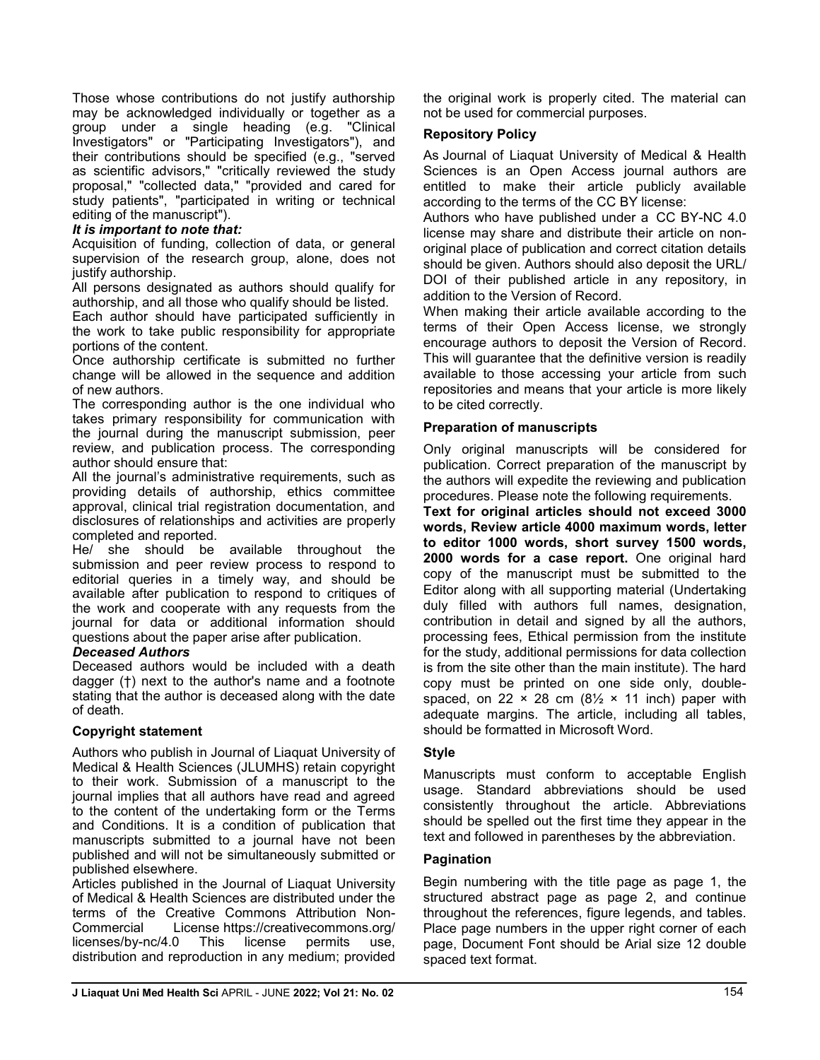Those whose contributions do not justify authorship may be acknowledged individually or together as a group under a single heading (e.g. "Clinical Investigators" or "Participating Investigators"), and their contributions should be specified (e.g., "served as scientific advisors," "critically reviewed the study proposal," "collected data," "provided and cared for study patients", "participated in writing or technical editing of the manuscript").

***It is important to note that:***

Acquisition of funding, collection of data, or general supervision of the research group, alone, does not justify authorship.

All persons designated as authors should qualify for authorship, and all those who qualify should be listed.

Each author should have participated sufficiently in the work to take public responsibility for appropriate portions of the content.

Once authorship certificate is submitted no further change will be allowed in the sequence and addition of new authors.

The corresponding author is the one individual who takes primary responsibility for communication with the journal during the manuscript submission, peer review, and publication process. The corresponding author should ensure that:

All the journal's administrative requirements, such as providing details of authorship, ethics committee approval, clinical trial registration documentation, and disclosures of relationships and activities are properly completed and reported.

He/ she should be available throughout the submission and peer review process to respond to editorial queries in a timely way, and should be available after publication to respond to critiques of the work and cooperate with any requests from the journal for data or additional information should questions about the paper arise after publication.

***Deceased Authors***

Deceased authors would be included with a death dagger (†) next to the author's name and a footnote stating that the author is deceased along with the date of death.

**Copyright statement**

Authors who publish in Journal of Liaquat University of Medical & Health Sciences (JLUMHS) retain copyright to their work. Submission of a manuscript to the journal implies that all authors have read and agreed to the content of the undertaking form or the Terms and Conditions. It is a condition of publication that manuscripts submitted to a journal have not been published and will not be simultaneously submitted or published elsewhere.

Articles published in the Journal of Liaquat University of Medical & Health Sciences are distributed under the terms of the Creative Commons Attribution Non-Commercial License https://creativecommons.org/licenses/by-nc/4.0 This license permits use, distribution and reproduction in any medium; provided the original work is properly cited. The material can not be used for commercial purposes.

**Repository Policy**

As Journal of Liaquat University of Medical & Health Sciences is an Open Access journal authors are entitled to make their article publicly available according to the terms of the CC BY license:

Authors who have published under a CC BY-NC 4.0 license may share and distribute their article on non-original place of publication and correct citation details should be given. Authors should also deposit the URL/ DOI of their published article in any repository, in addition to the Version of Record.

When making their article available according to the terms of their Open Access license, we strongly encourage authors to deposit the Version of Record. This will guarantee that the definitive version is readily available to those accessing your article from such repositories and means that your article is more likely to be cited correctly.

**Preparation of manuscripts**

Only original manuscripts will be considered for publication. Correct preparation of the manuscript by the authors will expedite the reviewing and publication procedures. Please note the following requirements.

**Text for original articles should not exceed 3000 words, Review article 4000 maximum words, letter to editor 1000 words, short survey 1500 words, 2000 words for a case report.** One original hard copy of the manuscript must be submitted to the Editor along with all supporting material (Undertaking duly filled with authors full names, designation, contribution in detail and signed by all the authors, processing fees, Ethical permission from the institute for the study, additional permissions for data collection is from the site other than the main institute). The hard copy must be printed on one side only, double-spaced, on 22 × 28 cm (8½ × 11 inch) paper with adequate margins. The article, including all tables, should be formatted in Microsoft Word.

**Style**

Manuscripts must conform to acceptable English usage. Standard abbreviations should be used consistently throughout the article. Abbreviations should be spelled out the first time they appear in the text and followed in parentheses by the abbreviation.

**Pagination**

Begin numbering with the title page as page 1, the structured abstract page as page 2, and continue throughout the references, figure legends, and tables. Place page numbers in the upper right corner of each page, Document Font should be Arial size 12 double spaced text format.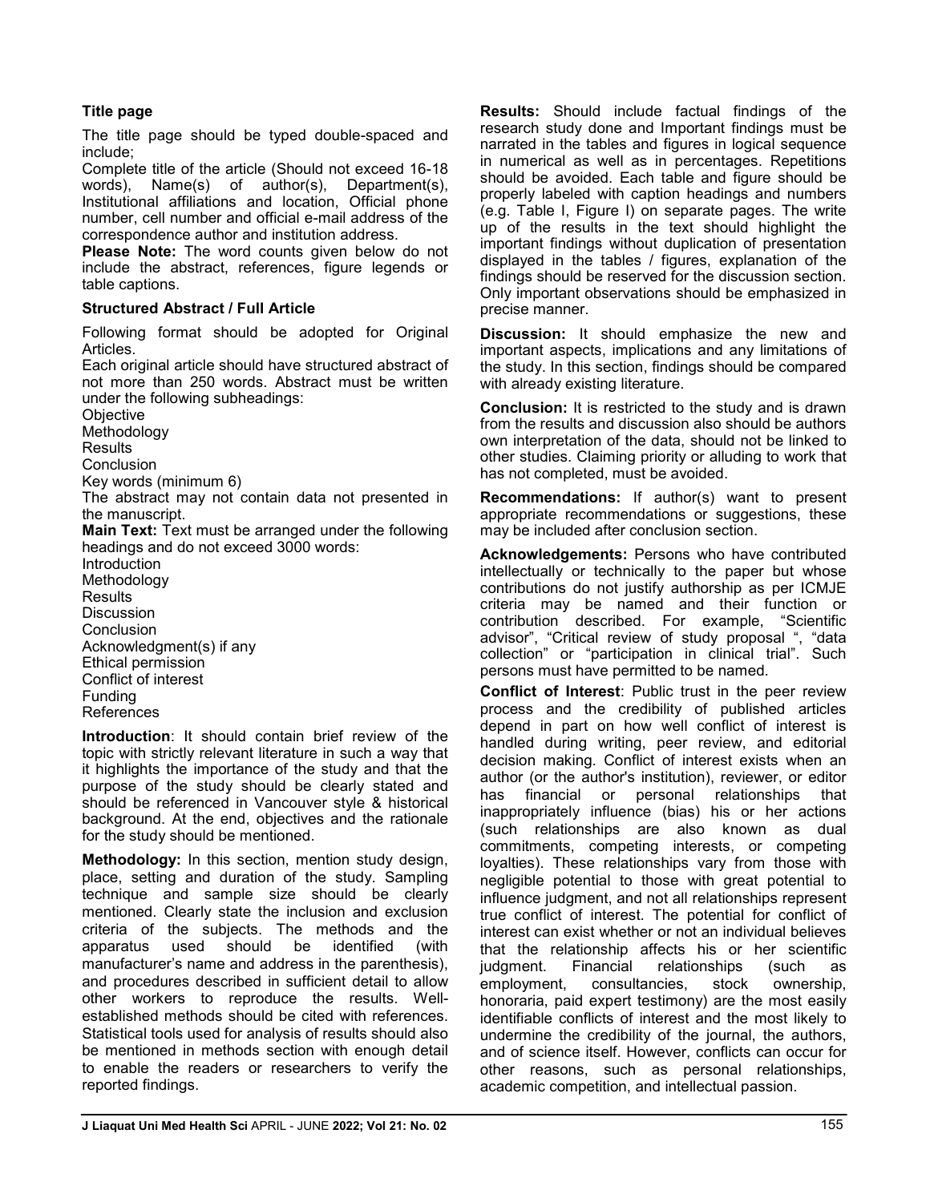### Title page

The title page should be typed double-spaced and include;

Complete title of the article (Should not exceed 16-18 words), Name(s) of author(s), Department(s), Institutional affiliations and location, Official phone number, cell number and official e-mail address of the correspondence author and institution address.

**Please Note:** The word counts given below do not include the abstract, references, figure legends or table captions.

### Structured Abstract / Full Article

Following format should be adopted for Original Articles.

Each original article should have structured abstract of not more than 250 words. Abstract must be written under the following subheadings:

Objective
Methodology
Results
Conclusion
Key words (minimum 6)

The abstract may not contain data not presented in the manuscript.

**Main Text:** Text must be arranged under the following headings and do not exceed 3000 words:

Introduction
Methodology
Results
Discussion
Conclusion
Acknowledgment(s) if any
Ethical permission
Conflict of interest
Funding
References

**Introduction**: It should contain brief review of the topic with strictly relevant literature in such a way that it highlights the importance of the study and that the purpose of the study should be clearly stated and should be referenced in Vancouver style & historical background. At the end, objectives and the rationale for the study should be mentioned.

**Methodology:** In this section, mention study design, place, setting and duration of the study. Sampling technique and sample size should be clearly mentioned. Clearly state the inclusion and exclusion criteria of the subjects. The methods and the apparatus used should be identified (with manufacturer's name and address in the parenthesis), and procedures described in sufficient detail to allow other workers to reproduce the results. Well-established methods should be cited with references. Statistical tools used for analysis of results should also be mentioned in methods section with enough detail to enable the readers or researchers to verify the reported findings.

**Results:** Should include factual findings of the research study done and Important findings must be narrated in the tables and figures in logical sequence in numerical as well as in percentages. Repetitions should be avoided. Each table and figure should be properly labeled with caption headings and numbers (e.g. Table I, Figure I) on separate pages. The write up of the results in the text should highlight the important findings without duplication of presentation displayed in the tables / figures, explanation of the findings should be reserved for the discussion section. Only important observations should be emphasized in precise manner.

**Discussion:** It should emphasize the new and important aspects, implications and any limitations of the study. In this section, findings should be compared with already existing literature.

**Conclusion:** It is restricted to the study and is drawn from the results and discussion also should be authors own interpretation of the data, should not be linked to other studies. Claiming priority or alluding to work that has not completed, must be avoided.

**Recommendations:** If author(s) want to present appropriate recommendations or suggestions, these may be included after conclusion section.

**Acknowledgements:** Persons who have contributed intellectually or technically to the paper but whose contributions do not justify authorship as per ICMJE criteria may be named and their function or contribution described. For example, "Scientific advisor", "Critical review of study proposal ", "data collection" or "participation in clinical trial". Such persons must have permitted to be named.

**Conflict of Interest**: Public trust in the peer review process and the credibility of published articles depend in part on how well conflict of interest is handled during writing, peer review, and editorial decision making. Conflict of interest exists when an author (or the author's institution), reviewer, or editor has financial or personal relationships that inappropriately influence (bias) his or her actions (such relationships are also known as dual commitments, competing interests, or competing loyalties). These relationships vary from those with negligible potential to those with great potential to influence judgment, and not all relationships represent true conflict of interest. The potential for conflict of interest can exist whether or not an individual believes that the relationship affects his or her scientific judgment. Financial relationships (such as employment, consultancies, stock ownership, honoraria, paid expert testimony) are the most easily identifiable conflicts of interest and the most likely to undermine the credibility of the journal, the authors, and of science itself. However, conflicts can occur for other reasons, such as personal relationships, academic competition, and intellectual passion.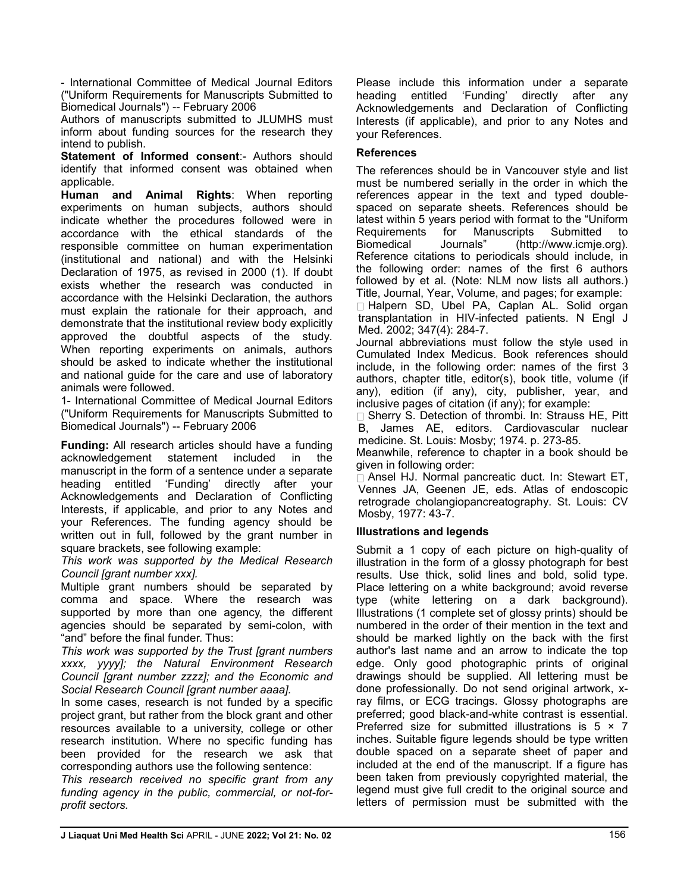- International Committee of Medical Journal Editors ("Uniform Requirements for Manuscripts Submitted to Biomedical Journals") -- February 2006

Authors of manuscripts submitted to JLUMHS must inform about funding sources for the research they intend to publish.

**Statement of Informed consent**:- Authors should identify that informed consent was obtained when applicable.

**Human and Animal Rights**: When reporting experiments on human subjects, authors should indicate whether the procedures followed were in accordance with the ethical standards of the responsible committee on human experimentation (institutional and national) and with the Helsinki Declaration of 1975, as revised in 2000 (1). If doubt exists whether the research was conducted in accordance with the Helsinki Declaration, the authors must explain the rationale for their approach, and demonstrate that the institutional review body explicitly approved the doubtful aspects of the study. When reporting experiments on animals, authors should be asked to indicate whether the institutional and national guide for the care and use of laboratory animals were followed.

1- International Committee of Medical Journal Editors ("Uniform Requirements for Manuscripts Submitted to Biomedical Journals") -- February 2006

**Funding:** All research articles should have a funding acknowledgement statement included in the manuscript in the form of a sentence under a separate heading entitled 'Funding' directly after your Acknowledgements and Declaration of Conflicting Interests, if applicable, and prior to any Notes and your References. The funding agency should be written out in full, followed by the grant number in square brackets, see following example:

*This work was supported by the Medical Research Council [grant number xxx].*

Multiple grant numbers should be separated by comma and space. Where the research was supported by more than one agency, the different agencies should be separated by semi-colon, with "and" before the final funder. Thus:

*This work was supported by the Trust [grant numbers xxxx, yyyy]; the Natural Environment Research Council [grant number zzzz]; and the Economic and Social Research Council [grant number aaaa].*

In some cases, research is not funded by a specific project grant, but rather from the block grant and other resources available to a university, college or other research institution. Where no specific funding has been provided for the research we ask that corresponding authors use the following sentence:

*This research received no specific grant from any funding agency in the public, commercial, or not-for-profit sectors.*

Please include this information under a separate heading entitled 'Funding' directly after any Acknowledgements and Declaration of Conflicting Interests (if applicable), and prior to any Notes and your References.

### References

The references should be in Vancouver style and list must be numbered serially in the order in which the references appear in the text and typed double-spaced on separate sheets. References should be latest within 5 years period with format to the "Uniform Requirements for Manuscripts Submitted to Biomedical Journals" (http://www.icmje.org). Reference citations to periodicals should include, in the following order: names of the first 6 authors followed by et al. (Note: NLM now lists all authors.) Title, Journal, Year, Volume, and pages; for example:

- Halpern SD, Ubel PA, Caplan AL. Solid organ transplantation in HIV-infected patients. N Engl J Med. 2002; 347(4): 284-7.

Journal abbreviations must follow the style used in Cumulated Index Medicus. Book references should include, in the following order: names of the first 3 authors, chapter title, editor(s), book title, volume (if any), edition (if any), city, publisher, year, and inclusive pages of citation (if any); for example:

- Sherry S. Detection of thrombi. In: Strauss HE, Pitt B, James AE, editors. Cardiovascular nuclear medicine. St. Louis: Mosby; 1974. p. 273-85.

Meanwhile, reference to chapter in a book should be given in following order:

- Ansel HJ. Normal pancreatic duct. In: Stewart ET, Vennes JA, Geenen JE, eds. Atlas of endoscopic retrograde cholangiopancreatography. St. Louis: CV Mosby, 1977: 43-7.

### Illustrations and legends

Submit a 1 copy of each picture on high-quality of illustration in the form of a glossy photograph for best results. Use thick, solid lines and bold, solid type. Place lettering on a white background; avoid reverse type (white lettering on a dark background). Illustrations (1 complete set of glossy prints) should be numbered in the order of their mention in the text and should be marked lightly on the back with the first author's last name and an arrow to indicate the top edge. Only good photographic prints of original drawings should be supplied. All lettering must be done professionally. Do not send original artwork, x-ray films, or ECG tracings. Glossy photographs are preferred; good black-and-white contrast is essential. Preferred size for submitted illustrations is 5 × 7 inches. Suitable figure legends should be type written double spaced on a separate sheet of paper and included at the end of the manuscript. If a figure has been taken from previously copyrighted material, the legend must give full credit to the original source and letters of permission must be submitted with the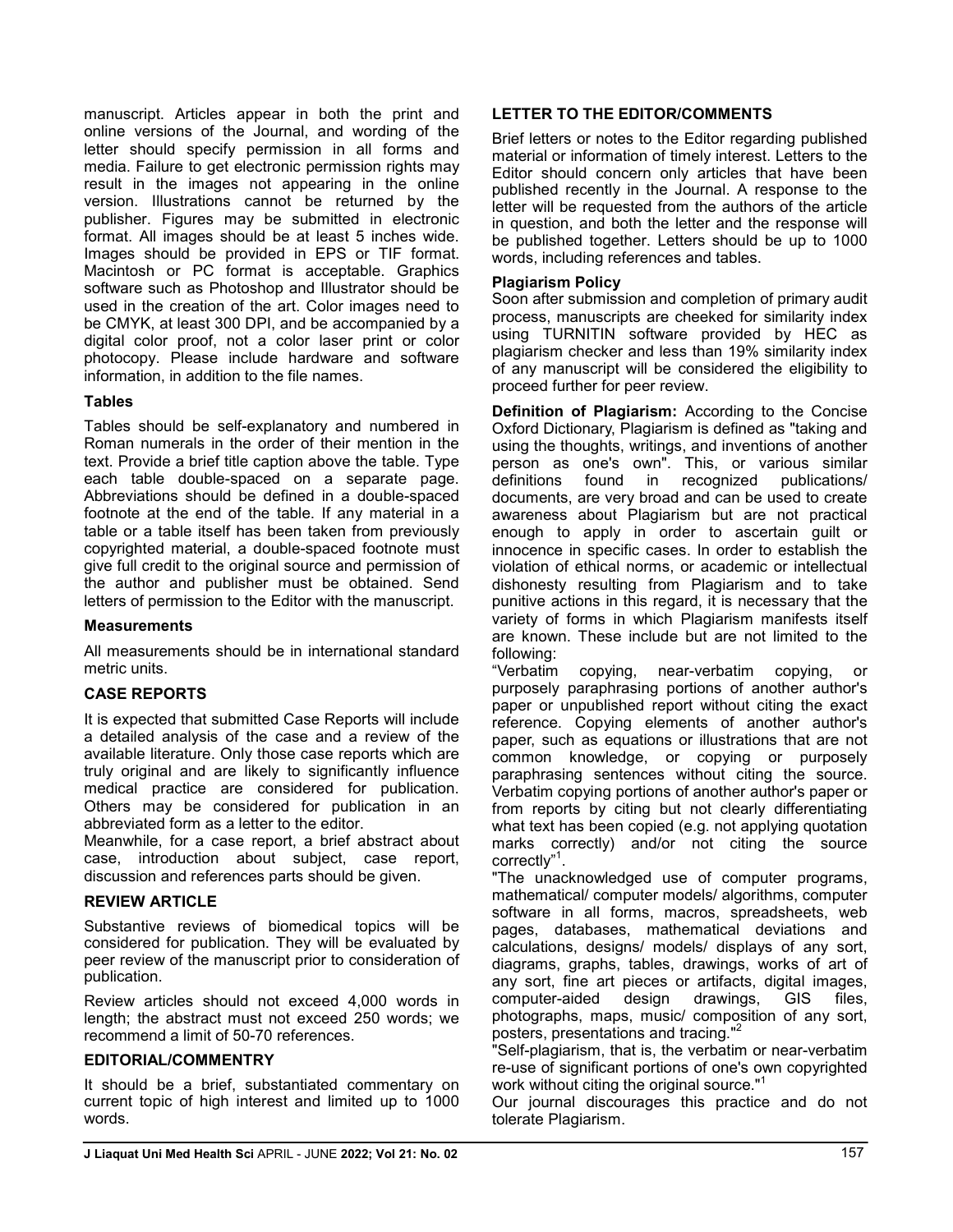manuscript. Articles appear in both the print and online versions of the Journal, and wording of the letter should specify permission in all forms and media. Failure to get electronic permission rights may result in the images not appearing in the online version. Illustrations cannot be returned by the publisher. Figures may be submitted in electronic format. All images should be at least 5 inches wide. Images should be provided in EPS or TIF format. Macintosh or PC format is acceptable. Graphics software such as Photoshop and Illustrator should be used in the creation of the art. Color images need to be CMYK, at least 300 DPI, and be accompanied by a digital color proof, not a color laser print or color photocopy. Please include hardware and software information, in addition to the file names.

### Tables

Tables should be self-explanatory and numbered in Roman numerals in the order of their mention in the text. Provide a brief title caption above the table. Type each table double-spaced on a separate page. Abbreviations should be defined in a double-spaced footnote at the end of the table. If any material in a table or a table itself has been taken from previously copyrighted material, a double-spaced footnote must give full credit to the original source and permission of the author and publisher must be obtained. Send letters of permission to the Editor with the manuscript.

### Measurements

All measurements should be in international standard metric units.

## CASE REPORTS

It is expected that submitted Case Reports will include a detailed analysis of the case and a review of the available literature. Only those case reports which are truly original and are likely to significantly influence medical practice are considered for publication. Others may be considered for publication in an abbreviated form as a letter to the editor.

Meanwhile, for a case report, a brief abstract about case, introduction about subject, case report, discussion and references parts should be given.

## REVIEW ARTICLE

Substantive reviews of biomedical topics will be considered for publication. They will be evaluated by peer review of the manuscript prior to consideration of publication.

Review articles should not exceed 4,000 words in length; the abstract must not exceed 250 words; we recommend a limit of 50-70 references.

## EDITORIAL/COMMENTRY

It should be a brief, substantiated commentary on current topic of high interest and limited up to 1000 words.

## LETTER TO THE EDITOR/COMMENTS

Brief letters or notes to the Editor regarding published material or information of timely interest. Letters to the Editor should concern only articles that have been published recently in the Journal. A response to the letter will be requested from the authors of the article in question, and both the letter and the response will be published together. Letters should be up to 1000 words, including references and tables.

### Plagiarism Policy

Soon after submission and completion of primary audit process, manuscripts are cheeked for similarity index using TURNITIN software provided by HEC as plagiarism checker and less than 19% similarity index of any manuscript will be considered the eligibility to proceed further for peer review.

**Definition of Plagiarism:** According to the Concise Oxford Dictionary, Plagiarism is defined as "taking and using the thoughts, writings, and inventions of another person as one's own". This, or various similar definitions found in recognized publications/ documents, are very broad and can be used to create awareness about Plagiarism but are not practical enough to apply in order to ascertain guilt or innocence in specific cases. In order to establish the violation of ethical norms, or academic or intellectual dishonesty resulting from Plagiarism and to take punitive actions in this regard, it is necessary that the variety of forms in which Plagiarism manifests itself are known. These include but are not limited to the following:

"Verbatim copying, near-verbatim copying, or purposely paraphrasing portions of another author's paper or unpublished report without citing the exact reference. Copying elements of another author's paper, such as equations or illustrations that are not common knowledge, or copying or purposely paraphrasing sentences without citing the source. Verbatim copying portions of another author's paper or from reports by citing but not clearly differentiating what text has been copied (e.g. not applying quotation marks correctly) and/or not citing the source correctly"[1].

"The unacknowledged use of computer programs, mathematical/ computer models/ algorithms, computer software in all forms, macros, spreadsheets, web pages, databases, mathematical deviations and calculations, designs/ models/ displays of any sort, diagrams, graphs, tables, drawings, works of art of any sort, fine art pieces or artifacts, digital images, computer-aided design drawings, GIS files, photographs, maps, music/ composition of any sort, posters, presentations and tracing."[2]

"Self-plagiarism, that is, the verbatim or near-verbatim re-use of significant portions of one's own copyrighted work without citing the original source."[1]

Our journal discourages this practice and do not tolerate Plagiarism.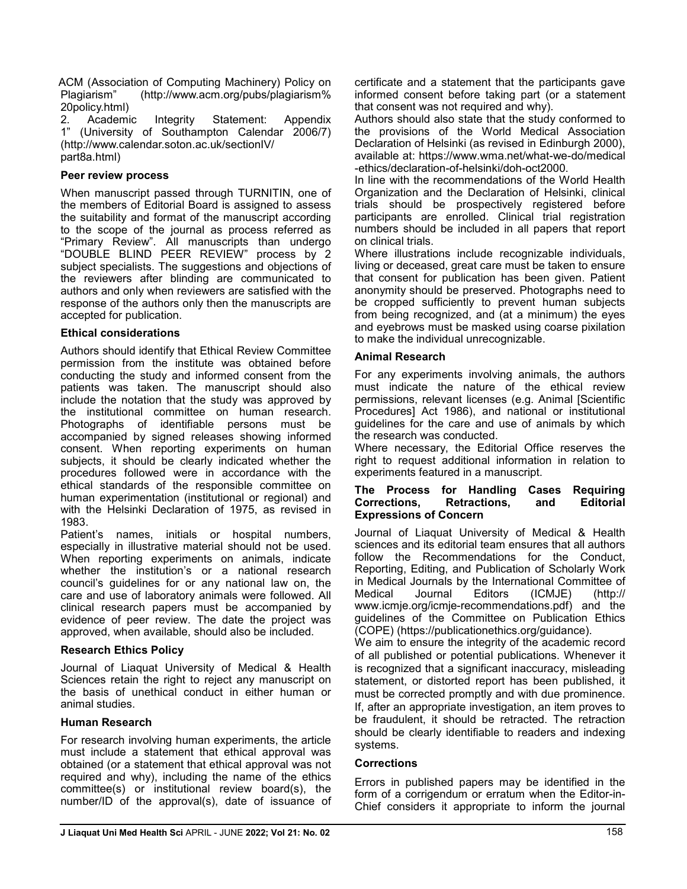ACM (Association of Computing Machinery) Policy on Plagiarism" (http://www.acm.org/pubs/plagiarism%20policy.html)

2. Academic Integrity Statement: Appendix 1" (University of Southampton Calendar 2006/7) (http://www.calendar.soton.ac.uk/sectionIV/part8a.html)

### Peer review process

When manuscript passed through TURNITIN, one of the members of Editorial Board is assigned to assess the suitability and format of the manuscript according to the scope of the journal as process referred as "Primary Review". All manuscripts than undergo "DOUBLE BLIND PEER REVIEW" process by 2 subject specialists. The suggestions and objections of the reviewers after blinding are communicated to authors and only when reviewers are satisfied with the response of the authors only then the manuscripts are accepted for publication.

### Ethical considerations

Authors should identify that Ethical Review Committee permission from the institute was obtained before conducting the study and informed consent from the patients was taken. The manuscript should also include the notation that the study was approved by the institutional committee on human research. Photographs of identifiable persons must be accompanied by signed releases showing informed consent. When reporting experiments on human subjects, it should be clearly indicated whether the procedures followed were in accordance with the ethical standards of the responsible committee on human experimentation (institutional or regional) and with the Helsinki Declaration of 1975, as revised in 1983.

Patient's names, initials or hospital numbers, especially in illustrative material should not be used. When reporting experiments on animals, indicate whether the institution's or a national research council's guidelines for or any national law on, the care and use of laboratory animals were followed. All clinical research papers must be accompanied by evidence of peer review. The date the project was approved, when available, should also be included.

### Research Ethics Policy

Journal of Liaquat University of Medical & Health Sciences retain the right to reject any manuscript on the basis of unethical conduct in either human or animal studies.

### Human Research

For research involving human experiments, the article must include a statement that ethical approval was obtained (or a statement that ethical approval was not required and why), including the name of the ethics committee(s) or institutional review board(s), the number/ID of the approval(s), date of issuance of certificate and a statement that the participants gave informed consent before taking part (or a statement that consent was not required and why).

Authors should also state that the study conformed to the provisions of the World Medical Association Declaration of Helsinki (as revised in Edinburgh 2000), available at: https://www.wma.net/what-we-do/medical-ethics/declaration-of-helsinki/doh-oct2000.

In line with the recommendations of the World Health Organization and the Declaration of Helsinki, clinical trials should be prospectively registered before participants are enrolled. Clinical trial registration numbers should be included in all papers that report on clinical trials.

Where illustrations include recognizable individuals, living or deceased, great care must be taken to ensure that consent for publication has been given. Patient anonymity should be preserved. Photographs need to be cropped sufficiently to prevent human subjects from being recognized, and (at a minimum) the eyes and eyebrows must be masked using coarse pixilation to make the individual unrecognizable.

### Animal Research

For any experiments involving animals, the authors must indicate the nature of the ethical review permissions, relevant licenses (e.g. Animal [Scientific Procedures] Act 1986), and national or institutional guidelines for the care and use of animals by which the research was conducted.

Where necessary, the Editorial Office reserves the right to request additional information in relation to experiments featured in a manuscript.

### The Process for Handling Cases Requiring Corrections, Retractions, and Editorial Expressions of Concern

Journal of Liaquat University of Medical & Health sciences and its editorial team ensures that all authors follow the Recommendations for the Conduct, Reporting, Editing, and Publication of Scholarly Work in Medical Journals by the International Committee of Medical Journal Editors (ICMJE) (http://www.icmje.org/icmje-recommendations.pdf) and the guidelines of the Committee on Publication Ethics (COPE) (https://publicationethics.org/guidance).

We aim to ensure the integrity of the academic record of all published or potential publications. Whenever it is recognized that a significant inaccuracy, misleading statement, or distorted report has been published, it must be corrected promptly and with due prominence. If, after an appropriate investigation, an item proves to be fraudulent, it should be retracted. The retraction should be clearly identifiable to readers and indexing systems.

### Corrections

Errors in published papers may be identified in the form of a corrigendum or erratum when the Editor-in-Chief considers it appropriate to inform the journal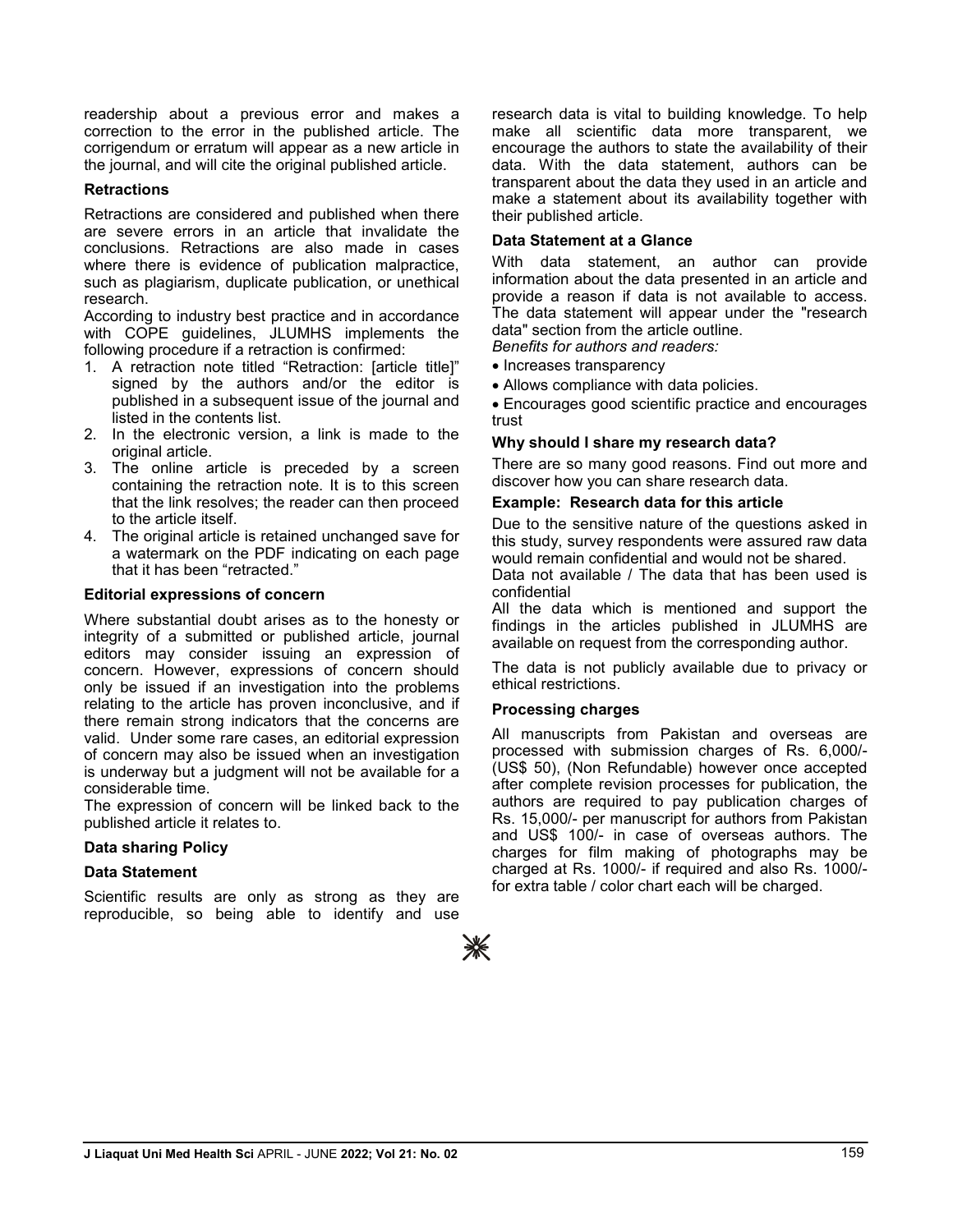readership about a previous error and makes a correction to the error in the published article. The corrigendum or erratum will appear as a new article in the journal, and will cite the original published article.

### Retractions

Retractions are considered and published when there are severe errors in an article that invalidate the conclusions. Retractions are also made in cases where there is evidence of publication malpractice, such as plagiarism, duplicate publication, or unethical research.

According to industry best practice and in accordance with COPE guidelines, JLUMHS implements the following procedure if a retraction is confirmed:

1. A retraction note titled "Retraction: [article title]" signed by the authors and/or the editor is published in a subsequent issue of the journal and listed in the contents list.
2. In the electronic version, a link is made to the original article.
3. The online article is preceded by a screen containing the retraction note. It is to this screen that the link resolves; the reader can then proceed to the article itself.
4. The original article is retained unchanged save for a watermark on the PDF indicating on each page that it has been "retracted."

### Editorial expressions of concern

Where substantial doubt arises as to the honesty or integrity of a submitted or published article, journal editors may consider issuing an expression of concern. However, expressions of concern should only be issued if an investigation into the problems relating to the article has proven inconclusive, and if there remain strong indicators that the concerns are valid. Under some rare cases, an editorial expression of concern may also be issued when an investigation is underway but a judgment will not be available for a considerable time.

The expression of concern will be linked back to the published article it relates to.

### Data sharing Policy

### Data Statement

Scientific results are only as strong as they are reproducible, so being able to identify and use research data is vital to building knowledge. To help make all scientific data more transparent, we encourage the authors to state the availability of their data. With the data statement, authors can be transparent about the data they used in an article and make a statement about its availability together with their published article.

### Data Statement at a Glance

With data statement, an author can provide information about the data presented in an article and provide a reason if data is not available to access. The data statement will appear under the "research data" section from the article outline.

*Benefits for authors and readers:*

- Increases transparency
- Allows compliance with data policies.
- Encourages good scientific practice and encourages trust

### Why should I share my research data?

There are so many good reasons. Find out more and discover how you can share research data.

### Example: Research data for this article

Due to the sensitive nature of the questions asked in this study, survey respondents were assured raw data would remain confidential and would not be shared.

Data not available / The data that has been used is confidential

All the data which is mentioned and support the findings in the articles published in JLUMHS are available on request from the corresponding author.

The data is not publicly available due to privacy or ethical restrictions.

### Processing charges

All manuscripts from Pakistan and overseas are processed with submission charges of Rs. 6,000/- (US$ 50), (Non Refundable) however once accepted after complete revision processes for publication, the authors are required to pay publication charges of Rs. 15,000/- per manuscript for authors from Pakistan and US$ 100/- in case of overseas authors. The charges for film making of photographs may be charged at Rs. 1000/- if required and also Rs. 1000/- for extra table / color chart each will be charged.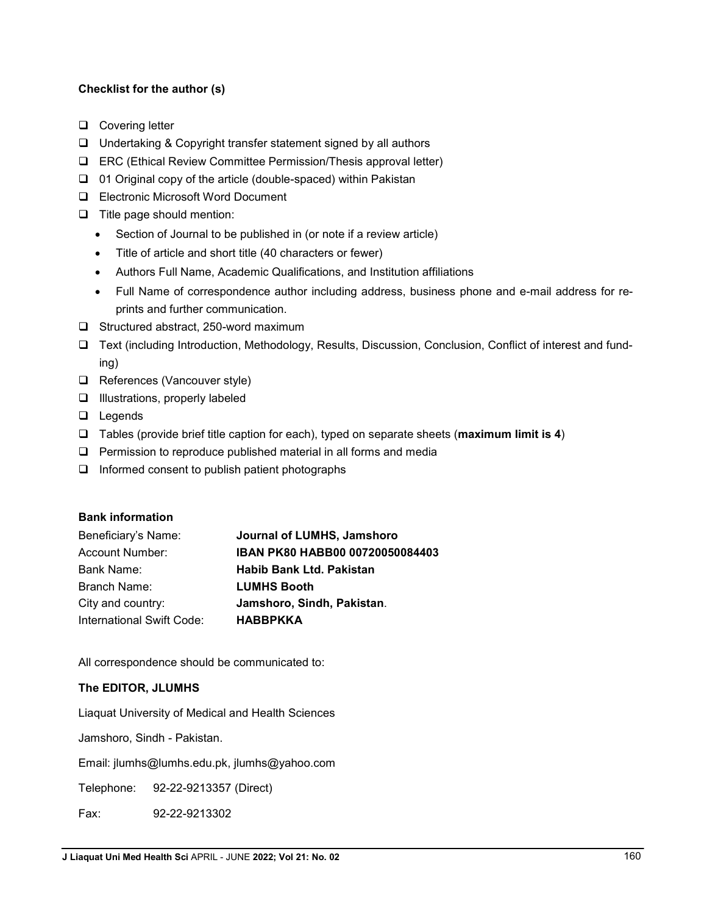**Checklist for the author (s)**

- ❑ Covering letter
- ❑ Undertaking & Copyright transfer statement signed by all authors
- ❑ ERC (Ethical Review Committee Permission/Thesis approval letter)
- ❑ 01 Original copy of the article (double-spaced) within Pakistan
- ❑ Electronic Microsoft Word Document
- ❑ Title page should mention:
    - Section of Journal to be published in (or note if a review article)
    - Title of article and short title (40 characters or fewer)
    - Authors Full Name, Academic Qualifications, and Institution affiliations
    - Full Name of correspondence author including address, business phone and e-mail address for re-prints and further communication.
- ❑ Structured abstract, 250-word maximum
- ❑ Text (including Introduction, Methodology, Results, Discussion, Conclusion, Conflict of interest and funding)
- ❑ References (Vancouver style)
- ❑ Illustrations, properly labeled
- ❑ Legends
- ❑ Tables (provide brief title caption for each), typed on separate sheets (**maximum limit is 4**)
- ❑ Permission to reproduce published material in all forms and media
- ❑ Informed consent to publish patient photographs

**Bank information**

| | |
|---|---|
| Beneficiary's Name: | **Journal of LUMHS, Jamshoro** |
| Account Number: | **IBAN PK80 HABB00 00720050084403** |
| Bank Name: | **Habib Bank Ltd. Pakistan** |
| Branch Name: | **LUMHS Booth** |
| City and country: | **Jamshoro, Sindh, Pakistan**. |
| International Swift Code: | **HABBPKKA** |

All correspondence should be communicated to:

**The EDITOR, JLUMHS**

Liaquat University of Medical and Health Sciences

Jamshoro, Sindh - Pakistan.

Email: jlumhs@lumhs.edu.pk, jlumhs@yahoo.com

Telephone: 92-22-9213357 (Direct)

Fax: 92-22-9213302